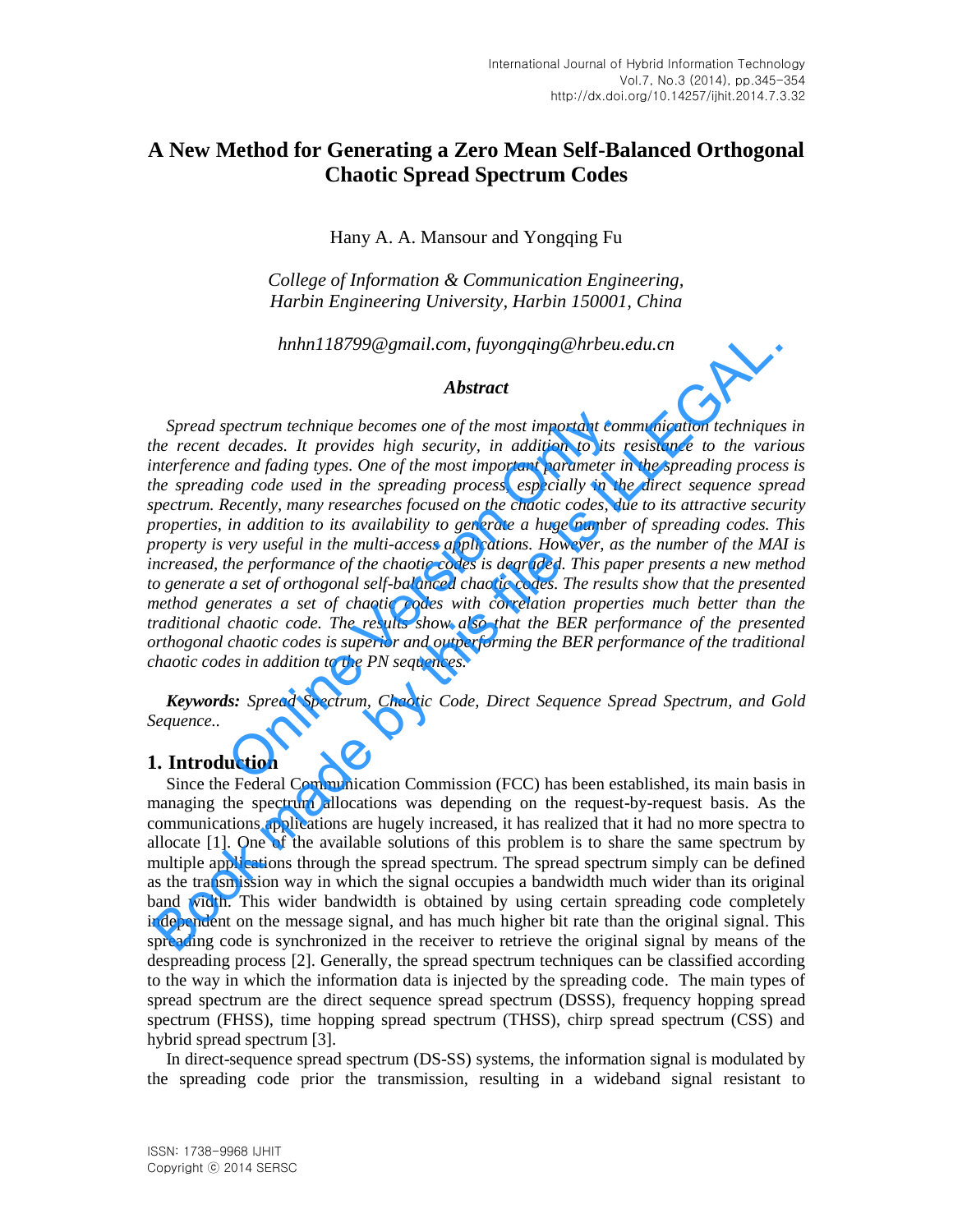# A New Method for Generating a Zero Mean Self-Balanced Orthogonal Chaotic Spread Spectrum Codes

Hany A. A. Mansour and Yongqing Fu

*College of Information & Communication Engineering, Harbin Engineering University, Harbin 150001, China*

*hnhn118799@gmail.com, fuyongqing@hrbeu.edu.cn*

### *Abstract*

*Spread spectrum technique becomes one of the most important communication techniques in the recent decades. It provides high security, in addition to its resistance to the various interference and fading types. One of the most important parameter in the spreading process is the spreading code used in the spreading process, especially in the direct sequence spread spectrum. Recently, many researches focused on the chaotic codes, due to its attractive security properties, in addition to its availability to generate a huge number of spreading codes. This property is very useful in the multi-access applications. However, as the number of the MAI is increased, the performance of the chaotic codes is degraded. This paper presents a new method to generate a set of orthogonal self-balanced chaotic codes. The results show that the presented method generates a set of chaotic codes with correlation properties much better than the traditional chaotic code. The results show also that the BER performance of the presented orthogonal chaotic codes is superior and outperforming the BER performance of the traditional chaotic codes in addition to the PN sequences.*

***Keywords:*** *Spread Spectrum, Chaotic Code, Direct Sequence Spread Spectrum, and Gold Sequence..*

## 1. Introduction

Since the Federal Communication Commission (FCC) has been established, its main basis in managing the spectrum allocations was depending on the request-by-request basis. As the communications applications are hugely increased, it has realized that it had no more spectra to allocate [1]. One of the available solutions of this problem is to share the same spectrum by multiple applications through the spread spectrum. The spread spectrum simply can be defined as the transmission way in which the signal occupies a bandwidth much wider than its original band width. This wider bandwidth is obtained by using certain spreading code completely independent on the message signal, and has much higher bit rate than the original signal. This spreading code is synchronized in the receiver to retrieve the original signal by means of the despreading process [2]. Generally, the spread spectrum techniques can be classified according to the way in which the information data is injected by the spreading code. The main types of spread spectrum are the direct sequence spread spectrum (DSSS), frequency hopping spread spectrum (FHSS), time hopping spread spectrum (THSS), chirp spread spectrum (CSS) and hybrid spread spectrum [3].

In direct-sequence spread spectrum (DS-SS) systems, the information signal is modulated by the spreading code prior the transmission, resulting in a wideband signal resistant to

ISSN: 1738-9968 IJHIT
Copyright ⓒ 2014 SERSC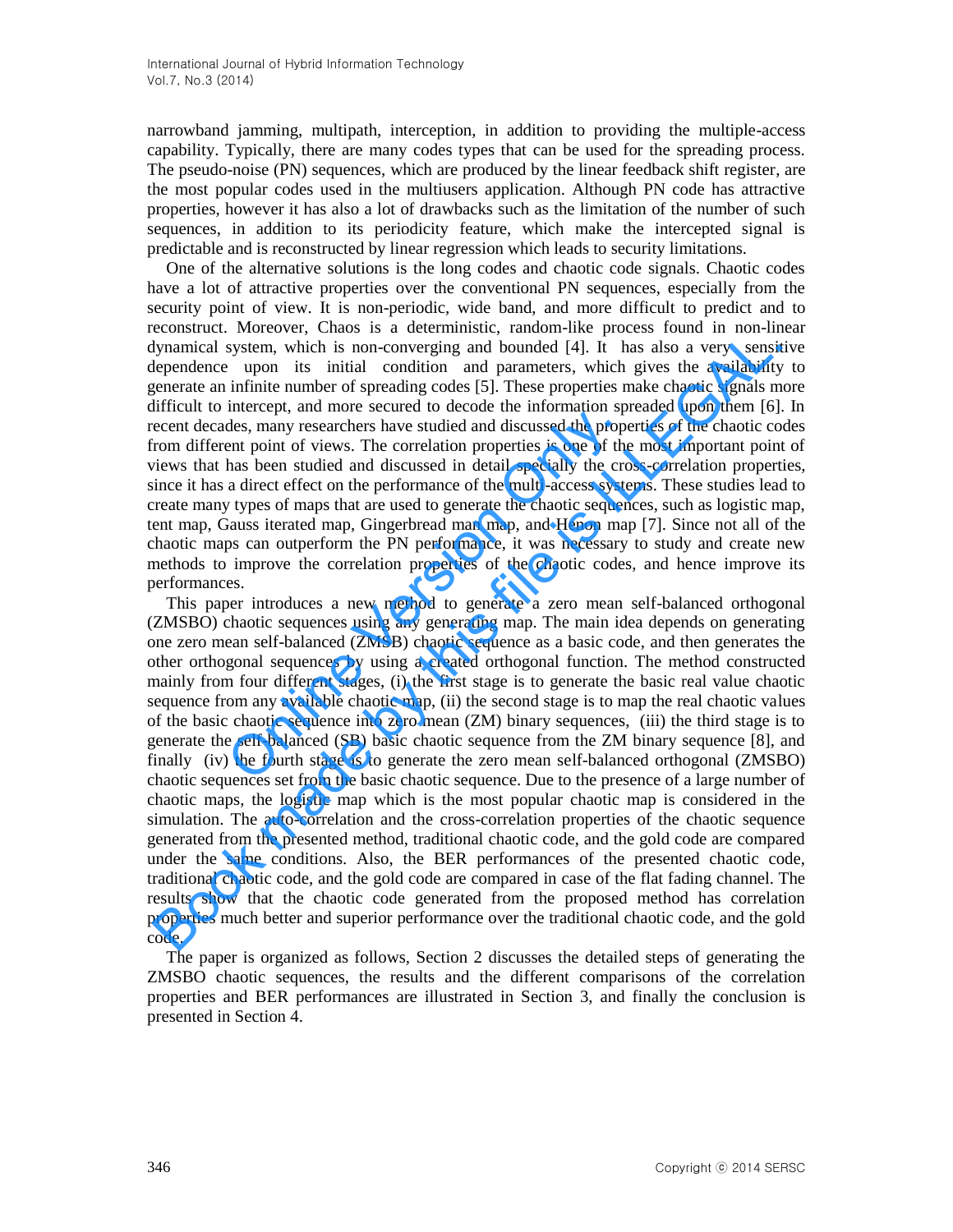narrowband jamming, multipath, interception, in addition to providing the multiple-access capability. Typically, there are many codes types that can be used for the spreading process. The pseudo-noise (PN) sequences, which are produced by the linear feedback shift register, are the most popular codes used in the multiusers application. Although PN code has attractive properties, however it has also a lot of drawbacks such as the limitation of the number of such sequences, in addition to its periodicity feature, which make the intercepted signal is predictable and is reconstructed by linear regression which leads to security limitations.

One of the alternative solutions is the long codes and chaotic code signals. Chaotic codes have a lot of attractive properties over the conventional PN sequences, especially from the security point of view. It is non-periodic, wide band, and more difficult to predict and to reconstruct. Moreover, Chaos is a deterministic, random-like process found in non-linear dynamical system, which is non-converging and bounded [4]. It has also a very sensitive dependence upon its initial condition and parameters, which gives the availability to generate an infinite number of spreading codes [5]. These properties make chaotic signals more difficult to intercept, and more secured to decode the information spreaded upon them [6]. In recent decades, many researchers have studied and discussed the properties of the chaotic codes from different point of views. The correlation properties is one of the most important point of views that has been studied and discussed in detail specially the cross-correlation properties, since it has a direct effect on the performance of the multi-access systems. These studies lead to create many types of maps that are used to generate the chaotic sequences, such as logistic map, tent map, Gauss iterated map, Gingerbread man map, and Henon map [7]. Since not all of the chaotic maps can outperform the PN performance, it was necessary to study and create new methods to improve the correlation properties of the chaotic codes, and hence improve its performances.

This paper introduces a new method to generate a zero mean self-balanced orthogonal (ZMSBO) chaotic sequences using any generating map. The main idea depends on generating one zero mean self-balanced (ZMSB) chaotic sequence as a basic code, and then generates the other orthogonal sequences by using a created orthogonal function. The method constructed mainly from four different stages, (i) the first stage is to generate the basic real value chaotic sequence from any available chaotic map, (ii) the second stage is to map the real chaotic values of the basic chaotic sequence into zero mean (ZM) binary sequences, (iii) the third stage is to generate the self-balanced (SB) basic chaotic sequence from the ZM binary sequence [8], and finally (iv) the fourth stage is to generate the zero mean self-balanced orthogonal (ZMSBO) chaotic sequences set from the basic chaotic sequence. Due to the presence of a large number of chaotic maps, the logistic map which is the most popular chaotic map is considered in the simulation. The auto-correlation and the cross-correlation properties of the chaotic sequence generated from the presented method, traditional chaotic code, and the gold code are compared under the same conditions. Also, the BER performances of the presented chaotic code, traditional chaotic code, and the gold code are compared in case of the flat fading channel. The results show that the chaotic code generated from the proposed method has correlation properties much better and superior performance over the traditional chaotic code, and the gold code.

The paper is organized as follows, Section 2 discusses the detailed steps of generating the ZMSBO chaotic sequences, the results and the different comparisons of the correlation properties and BER performances are illustrated in Section 3, and finally the conclusion is presented in Section 4.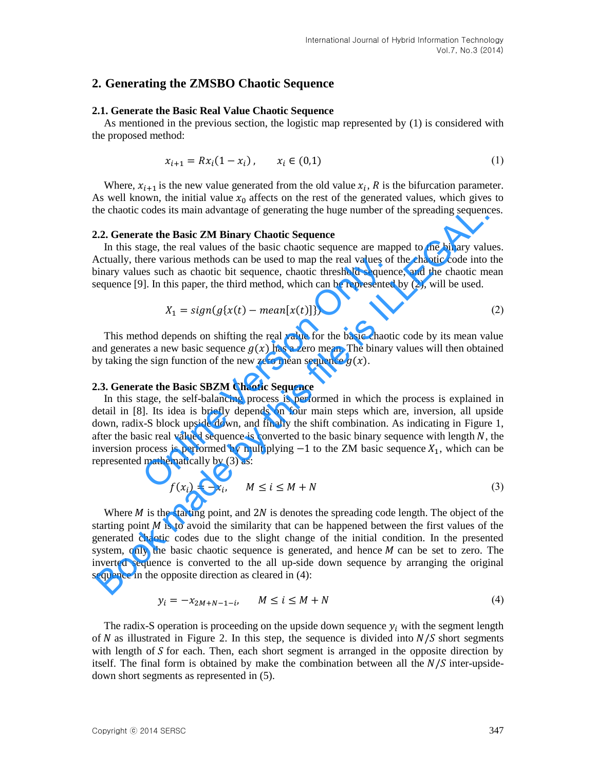## 2. Generating the ZMSBO Chaotic Sequence

### 2.1. Generate the Basic Real Value Chaotic Sequence

As mentioned in the previous section, the logistic map represented by (1) is considered with the proposed method:

$$x_{i+1} = Rx_i(1 - x_i)\,, \qquad x_i \in (0,1) \tag{1}$$

Where, $x_{i+1}$ is the new value generated from the old value $x_i$, $R$ is the bifurcation parameter. As well known, the initial value $x_0$ affects on the rest of the generated values, which gives to the chaotic codes its main advantage of generating the huge number of the spreading sequences.

### 2.2. Generate the Basic ZM Binary Chaotic Sequence

In this stage, the real values of the basic chaotic sequence are mapped to the binary values. Actually, there various methods can be used to map the real values of the chaotic code into the binary values such as chaotic bit sequence, chaotic threshold sequence, and the chaotic mean sequence [9]. In this paper, the third method, which can be represented by (2), will be used.

$$X_1 = sign(g\{x(t) - mean[x(t)]\}) \tag{2}$$

This method depends on shifting the real value for the basic chaotic code by its mean value and generates a new basic sequence $g(x)$ has a zero mean. The binary values will then obtained by taking the sign function of the new zero mean sequence $g(x)$.

### 2.3. Generate the Basic SBZM Chaotic Sequence

In this stage, the self-balancing process is performed in which the process is explained in detail in [8]. Its idea is briefly depends on four main steps which are, inversion, all upside down, radix-S block upside down, and finally the shift combination. As indicating in Figure 1, after the basic real valued sequence is converted to the basic binary sequence with length $N$, the inversion process is performed by multiplying $-1$ to the ZM basic sequence $X_1$, which can be represented mathematically by (3) as:

$$f(x_i) = -x_i, \qquad M \leq i \leq M + N \tag{3}$$

Where $M$ is the starting point, and $2N$ is denotes the spreading code length. The object of the starting point $M$ is to avoid the similarity that can be happened between the first values of the generated chaotic codes due to the slight change of the initial condition. In the presented system, only the basic chaotic sequence is generated, and hence $M$ can be set to zero. The inverted sequence is converted to the all up-side down sequence by arranging the original sequence in the opposite direction as cleared in (4):

$$y_i = -x_{2M+N-1-i}, \qquad M \leq i \leq M + N \tag{4}$$

The radix-S operation is proceeding on the upside down sequence $y_i$ with the segment length of $N$ as illustrated in Figure 2. In this step, the sequence is divided into $N/S$ short segments with length of $S$ for each. Then, each short segment is arranged in the opposite direction by itself. The final form is obtained by make the combination between all the $N/S$ inter-upside-down short segments as represented in (5).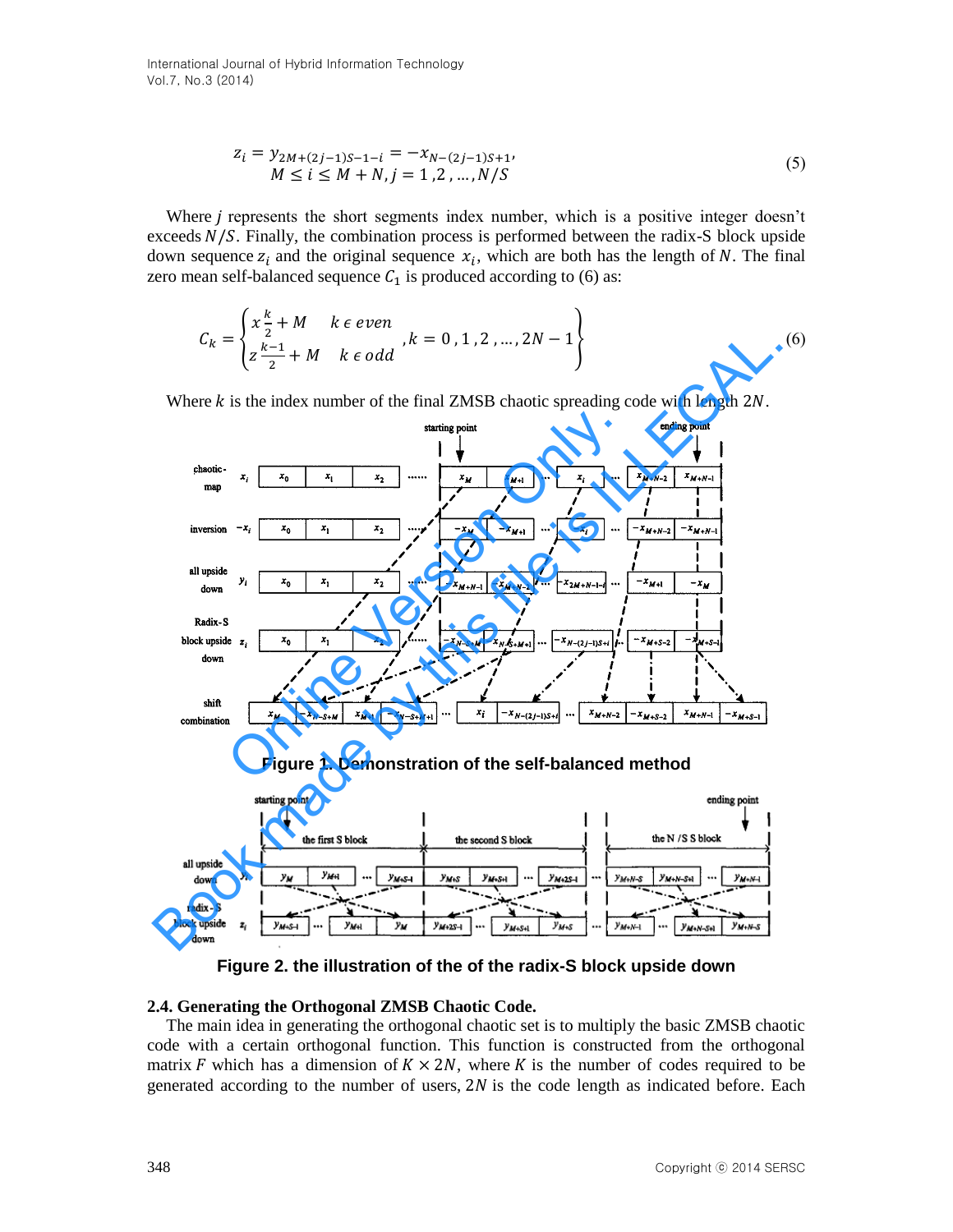$$z_i = y_{2M+(2j-1)S-1-i} = -x_{N-(2j-1)S+1},\quad M \le i \le M+N,\ j = 1,2,\ldots,N/S \tag{5}$$

Where $j$ represents the short segments index number, which is a positive integer doesn't exceeds $N/S$. Finally, the combination process is performed between the radix-S block upside down sequence $z_i$ and the original sequence $x_i$, which are both has the length of $N$. The final zero mean self-balanced sequence $C_1$ is produced according to (6) as:

$$C_k = \left\{ \begin{matrix} x_{\frac{k}{2}+M} & k \in even \\ z_{\frac{k-1}{2}+M} & k \in odd \end{matrix} ,k = 0,1,2,\ldots,2N-1 \right\} \tag{6}$$

Where $k$ is the index number of the final ZMSB chaotic spreading code with length $2N$.

Figure 1. Demonstration of the self-balanced method

Figure 2. the illustration of the of the radix-S block upside down

### 2.4. Generating the Orthogonal ZMSB Chaotic Code.

The main idea in generating the orthogonal chaotic set is to multiply the basic ZMSB chaotic code with a certain orthogonal function. This function is constructed from the orthogonal matrix $F$ which has a dimension of $K \times 2N$, where $K$ is the number of codes required to be generated according to the number of users, $2N$ is the code length as indicated before. Each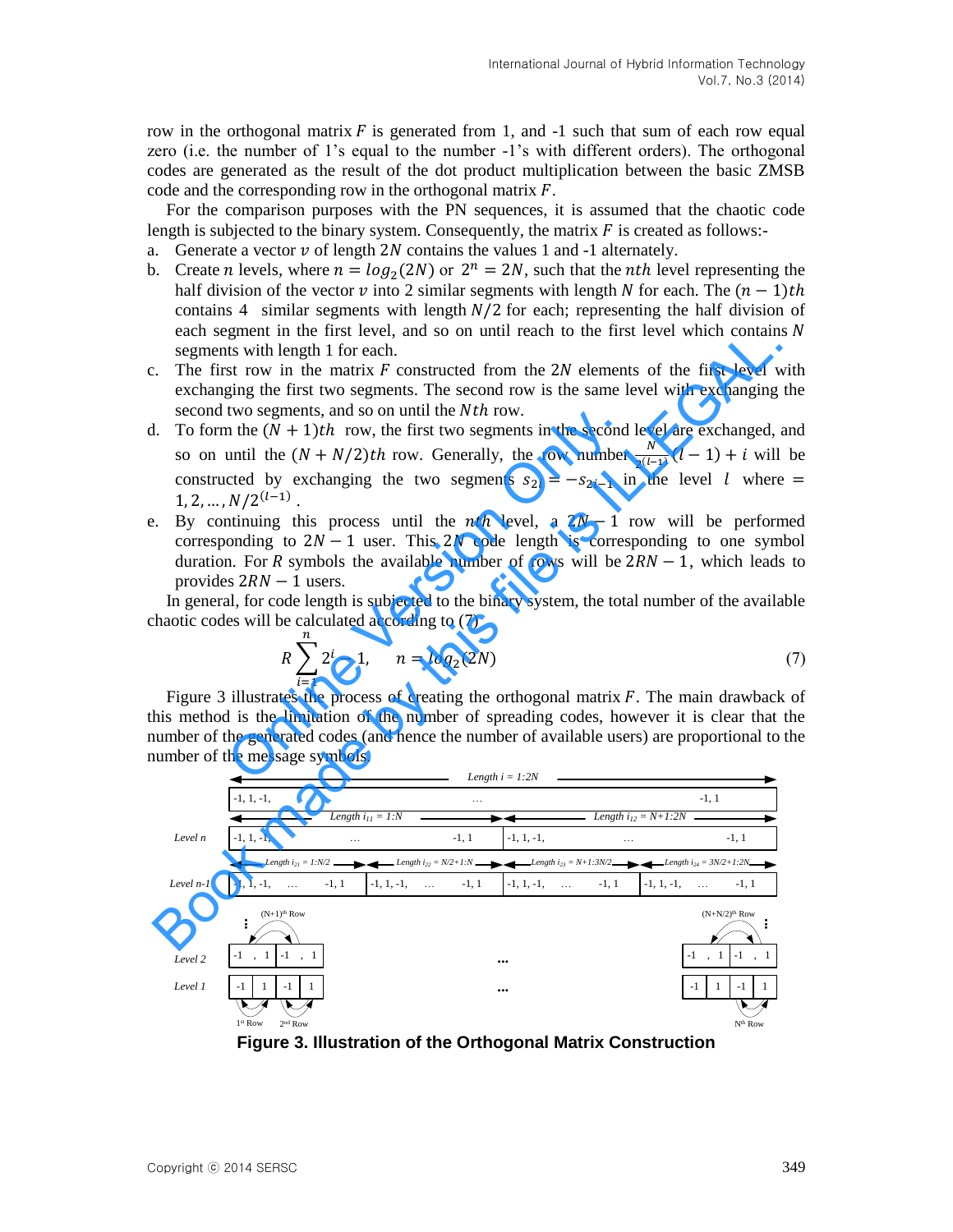row in the orthogonal matrix $F$ is generated from 1, and -1 such that sum of each row equal zero (i.e. the number of 1's equal to the number -1's with different orders). The orthogonal codes are generated as the result of the dot product multiplication between the basic ZMSB code and the corresponding row in the orthogonal matrix $F$.

For the comparison purposes with the PN sequences, it is assumed that the chaotic code length is subjected to the binary system. Consequently, the matrix $F$ is created as follows:-

a. Generate a vector $v$ of length $2N$ contains the values 1 and -1 alternately.

b. Create $n$ levels, where $n = log_2(2N)$ or $2^n = 2N$, such that the $nth$ level representing the half division of the vector $v$ into 2 similar segments with length $N$ for each. The $(n-1)th$ contains 4 similar segments with length $N/2$ for each; representing the half division of each segment in the first level, and so on until reach to the first level which contains $N$ segments with length 1 for each.

c. The first row in the matrix $F$ constructed from the $2N$ elements of the first level with exchanging the first two segments. The second row is the same level with exchanging the second two segments, and so on until the $Nth$ row.

d. To form the $(N+1)th$ row, the first two segments in the second level are exchanged, and so on until the $(N+N/2)th$ row. Generally, the row number $\frac{N}{2^{(l-1)}}(l-1)+i$ will be constructed by exchanging the two segments $s_{2i} = -s_{2i-1}$ in the level $l$ where $= 1, 2, \ldots, N/2^{(l-1)}$.

e. By continuing this process until the $nth$ level, a $2N-1$ row will be performed corresponding to $2N-1$ user. This $2N$ code length is corresponding to one symbol duration. For $R$ symbols the available number of rows will be $2RN-1$, which leads to provides $2RN-1$ users.

In general, for code length is subjected to the binary system, the total number of the available chaotic codes will be calculated according to (7)

$$R\sum_{i=1}^{n} 2^i - 1, \qquad n = log_2(2N) \tag{7}$$

Figure 3 illustrates the process of creating the orthogonal matrix $F$. The main drawback of this method is the limitation of the number of spreading codes, however it is clear that the number of the generated codes (and hence the number of available users) are proportional to the number of the message symbols.

**Figure 3. Illustration of the Orthogonal Matrix Construction**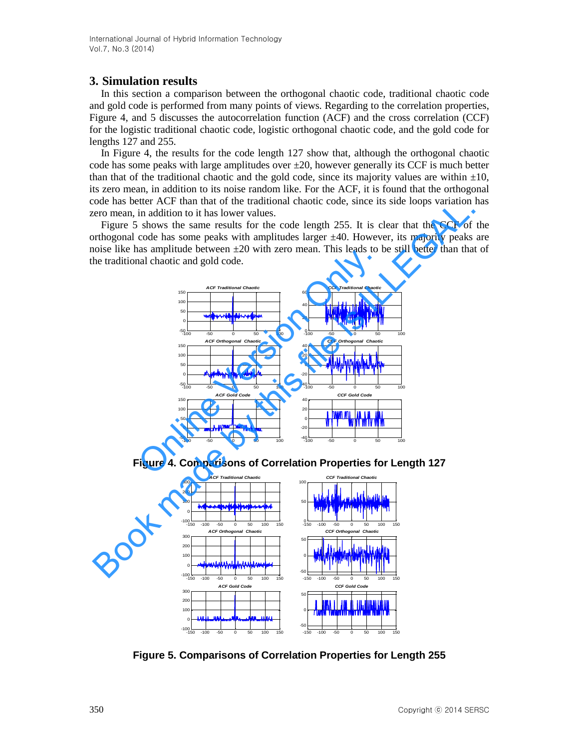## 3. Simulation results

In this section a comparison between the orthogonal chaotic code, traditional chaotic code and gold code is performed from many points of views. Regarding to the correlation properties, Figure 4, and 5 discusses the autocorrelation function (ACF) and the cross correlation (CCF) for the logistic traditional chaotic code, logistic orthogonal chaotic code, and the gold code for lengths 127 and 255.

In Figure 4, the results for the code length 127 show that, although the orthogonal chaotic code has some peaks with large amplitudes over ±20, however generally its CCF is much better than that of the traditional chaotic and the gold code, since its majority values are within ±10, its zero mean, in addition to its noise random like. For the ACF, it is found that the orthogonal code has better ACF than that of the traditional chaotic code, since its side loops variation has zero mean, in addition to it has lower values.

Figure 5 shows the same results for the code length 255. It is clear that the CCF of the orthogonal code has some peaks with amplitudes larger ±40. However, its majority peaks are noise like has amplitude between ±20 with zero mean. This leads to be still better than that of the traditional chaotic and gold code.

**Figure 4. Comparisons of Correlation Properties for Length 127**

**Figure 5. Comparisons of Correlation Properties for Length 255**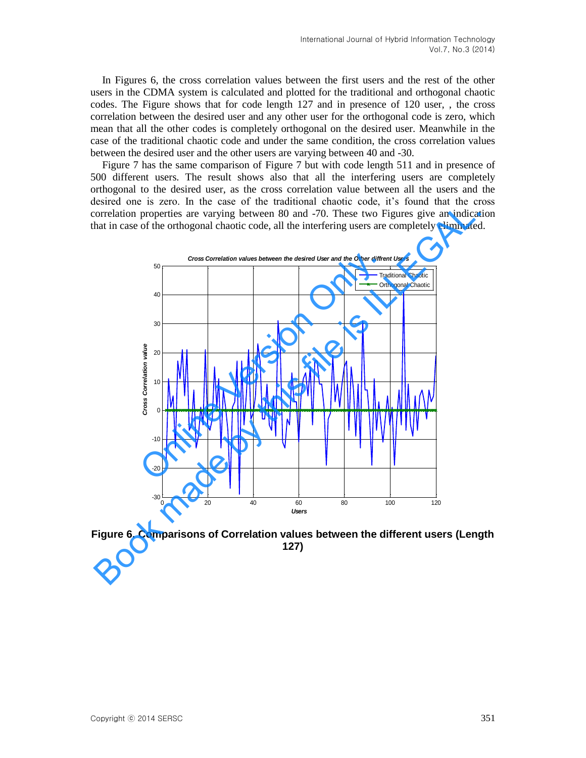In Figures 6, the cross correlation values between the first users and the rest of the other users in the CDMA system is calculated and plotted for the traditional and orthogonal chaotic codes. The Figure shows that for code length 127 and in presence of 120 user, , the cross correlation between the desired user and any other user for the orthogonal code is zero, which mean that all the other codes is completely orthogonal on the desired user. Meanwhile in the case of the traditional chaotic code and under the same condition, the cross correlation values between the desired user and the other users are varying between 40 and -30.

Figure 7 has the same comparison of Figure 7 but with code length 511 and in presence of 500 different users. The result shows also that all the interfering users are completely orthogonal to the desired user, as the cross correlation value between all the users and the desired one is zero. In the case of the traditional chaotic code, it's found that the cross correlation properties are varying between 80 and -70. These two Figures give an indication that in case of the orthogonal chaotic code, all the interfering users are completely eliminated.

**Figure 6. Comparisons of Correlation values between the different users (Length 127)**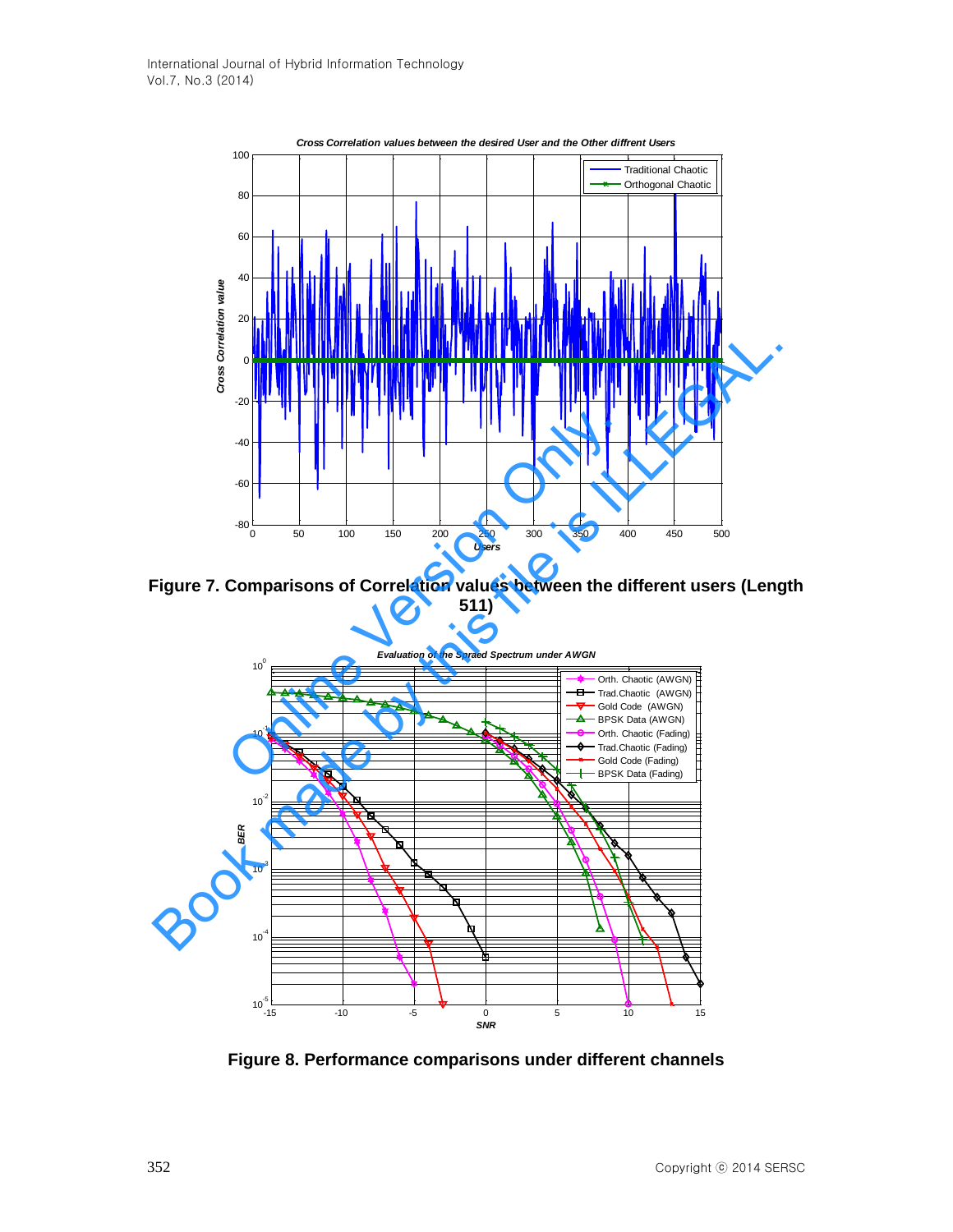Figure 7. Comparisons of Correlation values between the different users (Length 511)

Figure 8. Performance comparisons under different channels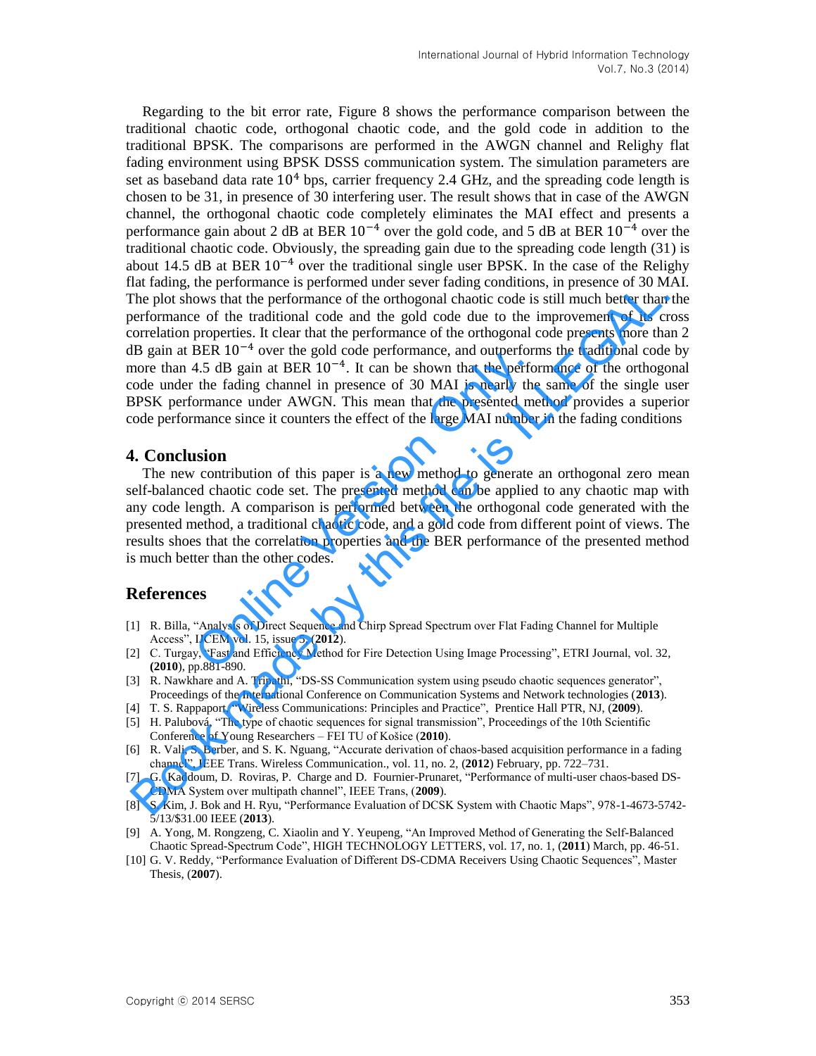Regarding to the bit error rate, Figure 8 shows the performance comparison between the traditional chaotic code, orthogonal chaotic code, and the gold code in addition to the traditional BPSK. The comparisons are performed in the AWGN channel and Relighy flat fading environment using BPSK DSSS communication system. The simulation parameters are set as baseband data rate $10^4$ bps, carrier frequency 2.4 GHz, and the spreading code length is chosen to be 31, in presence of 30 interfering user. The result shows that in case of the AWGN channel, the orthogonal chaotic code completely eliminates the MAI effect and presents a performance gain about 2 dB at BER $10^{-4}$ over the gold code, and 5 dB at BER $10^{-4}$ over the traditional chaotic code. Obviously, the spreading gain due to the spreading code length (31) is about 14.5 dB at BER $10^{-4}$ over the traditional single user BPSK. In the case of the Relighy flat fading, the performance is performed under sever fading conditions, in presence of 30 MAI. The plot shows that the performance of the orthogonal chaotic code is still much better than the performance of the traditional code and the gold code due to the improvement of its cross correlation properties. It clear that the performance of the orthogonal code presents more than 2 dB gain at BER $10^{-4}$ over the gold code performance, and outperforms the traditional code by more than 4.5 dB gain at BER $10^{-4}$. It can be shown that the performance of the orthogonal code under the fading channel in presence of 30 MAI is nearly the same of the single user BPSK performance under AWGN. This mean that the presented method provides a superior code performance since it counters the effect of the large MAI number in the fading conditions

## 4. Conclusion

The new contribution of this paper is a new method to generate an orthogonal zero mean self-balanced chaotic code set. The presented method can be applied to any chaotic map with any code length. A comparison is performed between the orthogonal code generated with the presented method, a traditional chaotic code, and a gold code from different point of views. The results shoes that the correlation properties and the BER performance of the presented method is much better than the other codes.

## References

[1] R. Billa, "Analysis of Direct Sequence and Chirp Spread Spectrum over Flat Fading Channel for Multiple Access", IJCEM vol. 15, issue 5, (**2012**).

[2] C. Turgay, "Fast and Efficiency Method for Fire Detection Using Image Processing", ETRI Journal, vol. 32, (**2010**), pp.881-890.

[3] R. Nawkhare and A. Tripathi, "DS-SS Communication system using pseudo chaotic sequences generator", Proceedings of the International Conference on Communication Systems and Network technologies (**2013**).

[4] T. S. Rappaport, "Wireless Communications: Principles and Practice", Prentice Hall PTR, NJ, (**2009**).

[5] H. Palubová, "The type of chaotic sequences for signal transmission", Proceedings of the 10th Scientific Conference of Young Researchers – FEI TU of Košice (**2010**).

[6] R. Vali, S. Berber, and S. K. Nguang, "Accurate derivation of chaos-based acquisition performance in a fading channel", IEEE Trans. Wireless Communication., vol. 11, no. 2, (**2012**) February, pp. 722–731.

[7] G. Kaddoum, D. Roviras, P. Charge and D. Fournier-Prunaret, "Performance of multi-user chaos-based DS-CDMA System over multipath channel", IEEE Trans, (**2009**).

[8] S. Kim, J. Bok and H. Ryu, "Performance Evaluation of DCSK System with Chaotic Maps", 978-1-4673-5742-5/13/$31.00 IEEE (**2013**).

[9] A. Yong, M. Rongzeng, C. Xiaolin and Y. Yeupeng, "An Improved Method of Generating the Self-Balanced Chaotic Spread-Spectrum Code", HIGH TECHNOLOGY LETTERS, vol. 17, no. 1, (**2011**) March, pp. 46-51.

[10] G. V. Reddy, "Performance Evaluation of Different DS-CDMA Receivers Using Chaotic Sequences", Master Thesis, (**2007**).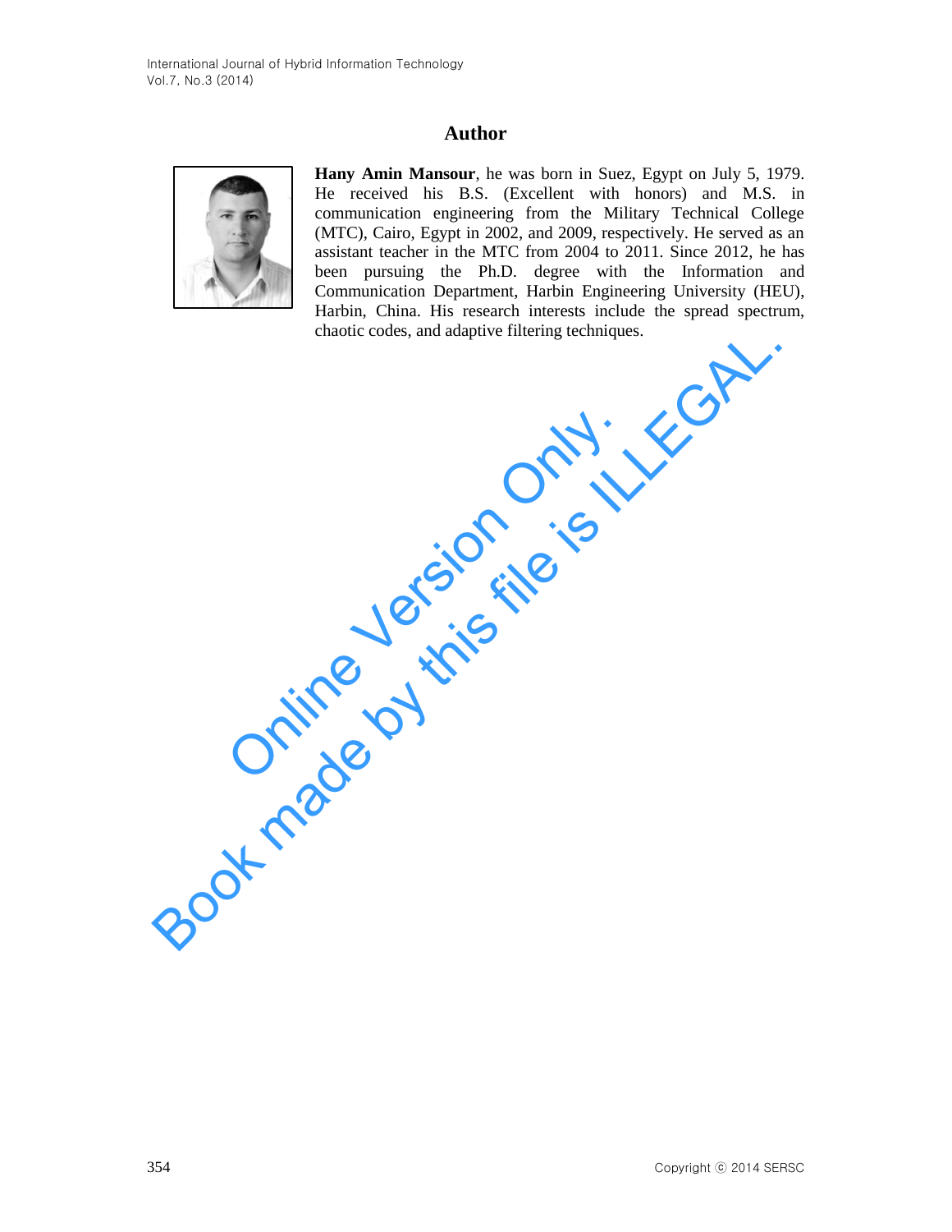## Author

**Hany Amin Mansour**, he was born in Suez, Egypt on July 5, 1979. He received his B.S. (Excellent with honors) and M.S. in communication engineering from the Military Technical College (MTC), Cairo, Egypt in 2002, and 2009, respectively. He served as an assistant teacher in the MTC from 2004 to 2011. Since 2012, he has been pursuing the Ph.D. degree with the Information and Communication Department, Harbin Engineering University (HEU), Harbin, China. His research interests include the spread spectrum, chaotic codes, and adaptive filtering techniques.